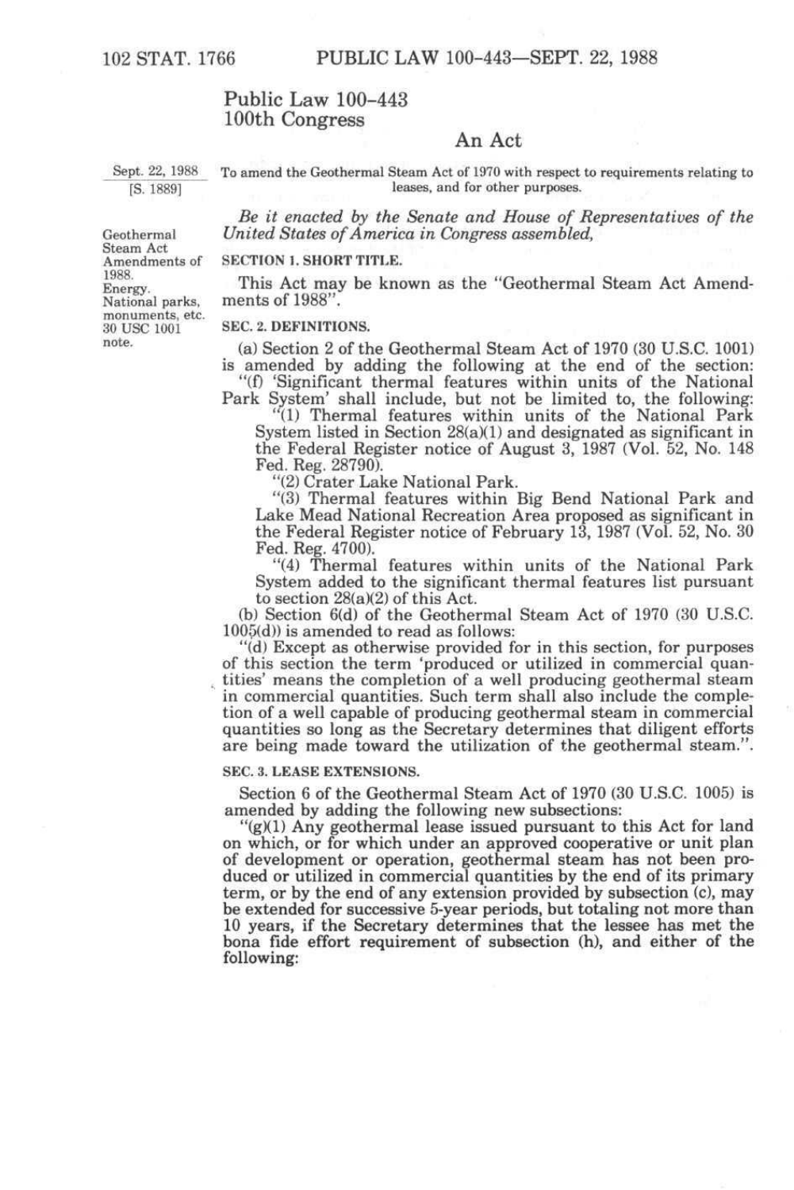# Public Law 100-443
# 100th Congress

## An Act

Sept. 22, 1988
[S. 1889]

To amend the Geothermal Steam Act of 1970 with respect to requirements relating to leases, and for other purposes.

*Be it enacted by the Senate and House of Representatives of the United States of America in Congress assembled,*

Geothermal Steam Act Amendments of 1988.
Energy.
National parks, monuments, etc.
30 USC 1001 note.

### SECTION 1. SHORT TITLE.

This Act may be known as the "Geothermal Steam Act Amendments of 1988".

### SEC. 2. DEFINITIONS.

(a) Section 2 of the Geothermal Steam Act of 1970 (30 U.S.C. 1001) is amended by adding the following at the end of the section:

"(f) 'Significant thermal features within units of the National Park System' shall include, but not be limited to, the following:

"(1) Thermal features within units of the National Park System listed in Section 28(a)(1) and designated as significant in the Federal Register notice of August 3, 1987 (Vol. 52, No. 148 Fed. Reg. 28790).

"(2) Crater Lake National Park.

"(3) Thermal features within Big Bend National Park and Lake Mead National Recreation Area proposed as significant in the Federal Register notice of February 13, 1987 (Vol. 52, No. 30 Fed. Reg. 4700).

"(4) Thermal features within units of the National Park System added to the significant thermal features list pursuant to section 28(a)(2) of this Act.

(b) Section 6(d) of the Geothermal Steam Act of 1970 (30 U.S.C. 1005(d)) is amended to read as follows:

"(d) Except as otherwise provided for in this section, for purposes of this section the term 'produced or utilized in commercial quantities' means the completion of a well producing geothermal steam in commercial quantities. Such term shall also include the completion of a well capable of producing geothermal steam in commercial quantities so long as the Secretary determines that diligent efforts are being made toward the utilization of the geothermal steam.".

### SEC. 3. LEASE EXTENSIONS.

Section 6 of the Geothermal Steam Act of 1970 (30 U.S.C. 1005) is amended by adding the following new subsections:

"(g)(1) Any geothermal lease issued pursuant to this Act for land on which, or for which under an approved cooperative or unit plan of development or operation, geothermal steam has not been produced or utilized in commercial quantities by the end of its primary term, or by the end of any extension provided by subsection (c), may be extended for successive 5-year periods, but totaling not more than 10 years, if the Secretary determines that the lessee has met the bona fide effort requirement of subsection (h), and either of the following: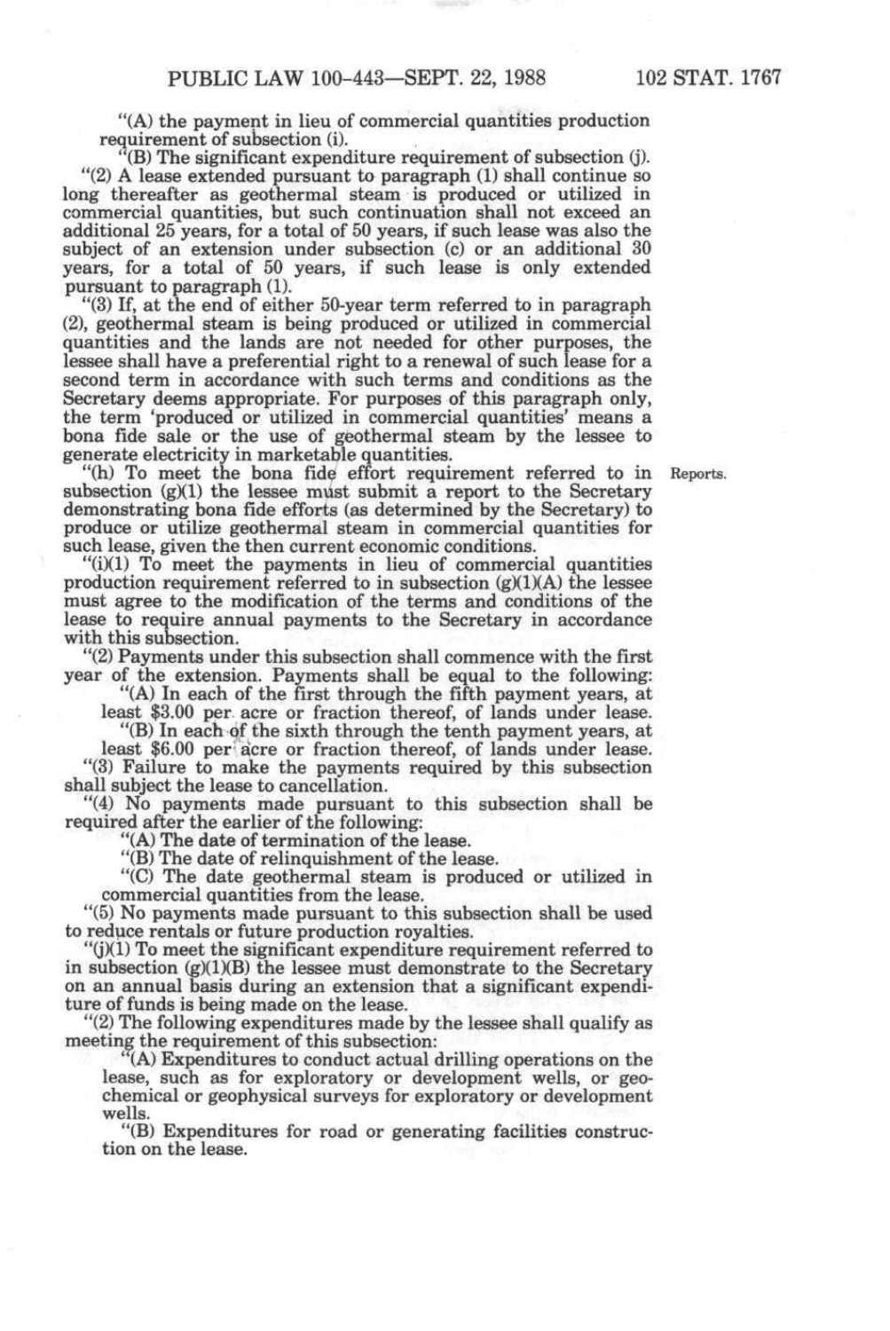"(A) the payment in lieu of commercial quantities production requirement of subsection (i).

"(B) The significant expenditure requirement of subsection (j).

"(2) A lease extended pursuant to paragraph (1) shall continue so long thereafter as geothermal steam is produced or utilized in commercial quantities, but such continuation shall not exceed an additional 25 years, for a total of 50 years, if such lease was also the subject of an extension under subsection (c) or an additional 30 years, for a total of 50 years, if such lease is only extended pursuant to paragraph (1).

"(3) If, at the end of either 50-year term referred to in paragraph (2), geothermal steam is being produced or utilized in commercial quantities and the lands are not needed for other purposes, the lessee shall have a preferential right to a renewal of such lease for a second term in accordance with such terms and conditions as the Secretary deems appropriate. For purposes of this paragraph only, the term 'produced or utilized in commercial quantities' means a bona fide sale or the use of geothermal steam by the lessee to generate electricity in marketable quantities.

"(h) To meet the bona fide effort requirement referred to in subsection (g)(1) the lessee must submit a report to the Secretary demonstrating bona fide efforts (as determined by the Secretary) to produce or utilize geothermal steam in commercial quantities for such lease, given the then current economic conditions.

Reports.

"(i)(1) To meet the payments in lieu of commercial quantities production requirement referred to in subsection (g)(1)(A) the lessee must agree to the modification of the terms and conditions of the lease to require annual payments to the Secretary in accordance with this subsection.

"(2) Payments under this subsection shall commence with the first year of the extension. Payments shall be equal to the following:

"(A) In each of the first through the fifth payment years, at least $3.00 per acre or fraction thereof, of lands under lease.

"(B) In each of the sixth through the tenth payment years, at least $6.00 per acre or fraction thereof, of lands under lease.

"(3) Failure to make the payments required by this subsection shall subject the lease to cancellation.

"(4) No payments made pursuant to this subsection shall be required after the earlier of the following:

"(A) The date of termination of the lease.

"(B) The date of relinquishment of the lease.

"(C) The date geothermal steam is produced or utilized in commercial quantities from the lease.

"(5) No payments made pursuant to this subsection shall be used to reduce rentals or future production royalties.

"(j)(1) To meet the significant expenditure requirement referred to in subsection (g)(1)(B) the lessee must demonstrate to the Secretary on an annual basis during an extension that a significant expenditure of funds is being made on the lease.

"(2) The following expenditures made by the lessee shall qualify as meeting the requirement of this subsection:

"(A) Expenditures to conduct actual drilling operations on the lease, such as for exploratory or development wells, or geochemical or geophysical surveys for exploratory or development wells.

"(B) Expenditures for road or generating facilities construction on the lease.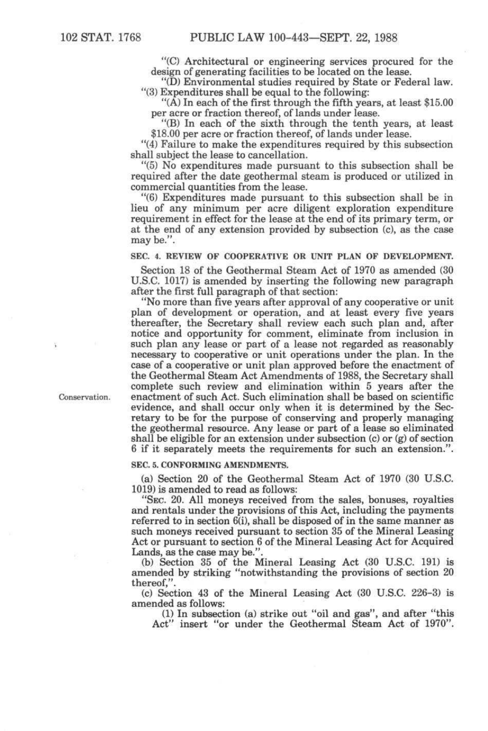"(C) Architectural or engineering services procured for the design of generating facilities to be located on the lease.

"(D) Environmental studies required by State or Federal law.

"(3) Expenditures shall be equal to the following:

"(A) In each of the first through the fifth years, at least $15.00 per acre or fraction thereof, of lands under lease.

"(B) In each of the sixth through the tenth years, at least $18.00 per acre or fraction thereof, of lands under lease.

"(4) Failure to make the expenditures required by this subsection shall subject the lease to cancellation.

"(5) No expenditures made pursuant to this subsection shall be required after the date geothermal steam is produced or utilized in commercial quantities from the lease.

"(6) Expenditures made pursuant to this subsection shall be in lieu of any minimum per acre diligent exploration expenditure requirement in effect for the lease at the end of its primary term, or at the end of any extension provided by subsection (c), as the case may be.".

**SEC. 4. REVIEW OF COOPERATIVE OR UNIT PLAN OF DEVELOPMENT.**

Section 18 of the Geothermal Steam Act of 1970 as amended (30 U.S.C. 1017) is amended by inserting the following new paragraph after the first full paragraph of that section:

"No more than five years after approval of any cooperative or unit plan of development or operation, and at least every five years thereafter, the Secretary shall review each such plan and, after notice and opportunity for comment, eliminate from inclusion in such plan any lease or part of a lease not regarded as reasonably necessary to cooperative or unit operations under the plan. In the case of a cooperative or unit plan approved before the enactment of the Geothermal Steam Act Amendments of 1988, the Secretary shall complete such review and elimination within 5 years after the enactment of such Act. Such elimination shall be based on scientific evidence, and shall occur only when it is determined by the Secretary to be for the purpose of conserving and properly managing the geothermal resource. Any lease or part of a lease so eliminated shall be eligible for an extension under subsection (c) or (g) of section 6 if it separately meets the requirements for such an extension.".

Conservation.

**SEC. 5. CONFORMING AMENDMENTS.**

(a) Section 20 of the Geothermal Steam Act of 1970 (30 U.S.C. 1019) is amended to read as follows:

"SEC. 20. All moneys received from the sales, bonuses, royalties and rentals under the provisions of this Act, including the payments referred to in section 6(i), shall be disposed of in the same manner as such moneys received pursuant to section 35 of the Mineral Leasing Act or pursuant to section 6 of the Mineral Leasing Act for Acquired Lands, as the case may be.".

(b) Section 35 of the Mineral Leasing Act (30 U.S.C. 191) is amended by striking "notwithstanding the provisions of section 20 thereof,".

(c) Section 43 of the Mineral Leasing Act (30 U.S.C. 226-3) is amended as follows:

(1) In subsection (a) strike out "oil and gas", and after "this Act" insert "or under the Geothermal Steam Act of 1970".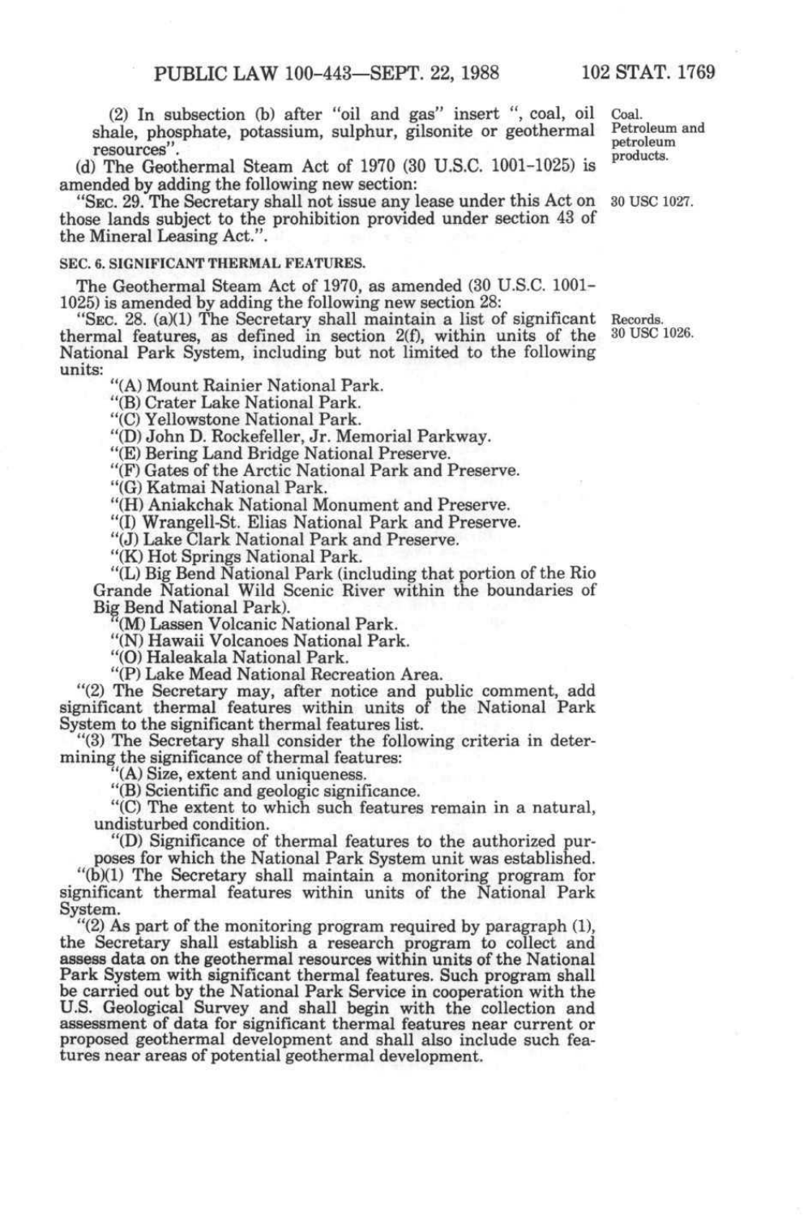(2) In subsection (b) after "oil and gas" insert ", coal, oil shale, phosphate, potassium, sulphur, gilsonite or geothermal resources".

Coal.
Petroleum and petroleum products.

(d) The Geothermal Steam Act of 1970 (30 U.S.C. 1001–1025) is amended by adding the following new section:

"SEC. 29. The Secretary shall not issue any lease under this Act on those lands subject to the prohibition provided under section 43 of the Mineral Leasing Act.".

30 USC 1027.

**SEC. 6. SIGNIFICANT THERMAL FEATURES.**

The Geothermal Steam Act of 1970, as amended (30 U.S.C. 1001–1025) is amended by adding the following new section 28:

"SEC. 28. (a)(1) The Secretary shall maintain a list of significant thermal features, as defined in section 2(f), within units of the National Park System, including but not limited to the following units:

Records.
30 USC 1026.

"(A) Mount Rainier National Park.

"(B) Crater Lake National Park.

"(C) Yellowstone National Park.

"(D) John D. Rockefeller, Jr. Memorial Parkway.

"(E) Bering Land Bridge National Preserve.

"(F) Gates of the Arctic National Park and Preserve.

"(G) Katmai National Park.

"(H) Aniakchak National Monument and Preserve.

"(I) Wrangell-St. Elias National Park and Preserve.

"(J) Lake Clark National Park and Preserve.

"(K) Hot Springs National Park.

"(L) Big Bend National Park (including that portion of the Rio Grande National Wild Scenic River within the boundaries of Big Bend National Park).

"(M) Lassen Volcanic National Park.

"(N) Hawaii Volcanoes National Park.

"(O) Haleakala National Park.

"(P) Lake Mead National Recreation Area.

"(2) The Secretary may, after notice and public comment, add significant thermal features within units of the National Park System to the significant thermal features list.

"(3) The Secretary shall consider the following criteria in determining the significance of thermal features:

"(A) Size, extent and uniqueness.

"(B) Scientific and geologic significance.

"(C) The extent to which such features remain in a natural, undisturbed condition.

"(D) Significance of thermal features to the authorized purposes for which the National Park System unit was established.

"(b)(1) The Secretary shall maintain a monitoring program for significant thermal features within units of the National Park System.

"(2) As part of the monitoring program required by paragraph (1), the Secretary shall establish a research program to collect and assess data on the geothermal resources within units of the National Park System with significant thermal features. Such program shall be carried out by the National Park Service in cooperation with the U.S. Geological Survey and shall begin with the collection and assessment of data for significant thermal features near current or proposed geothermal development and shall also include such features near areas of potential geothermal development.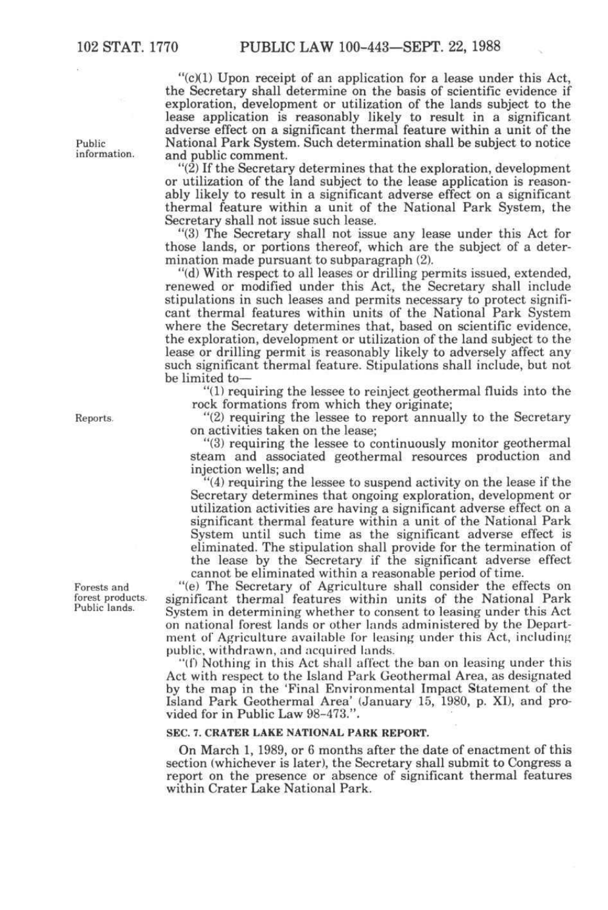"(c)(1) Upon receipt of an application for a lease under this Act, the Secretary shall determine on the basis of scientific evidence if exploration, development or utilization of the lands subject to the lease application is reasonably likely to result in a significant adverse effect on a significant thermal feature within a unit of the National Park System. Such determination shall be subject to notice and public comment.

Public information.

"(2) If the Secretary determines that the exploration, development or utilization of the land subject to the lease application is reasonably likely to result in a significant adverse effect on a significant thermal feature within a unit of the National Park System, the Secretary shall not issue such lease.

"(3) The Secretary shall not issue any lease under this Act for those lands, or portions thereof, which are the subject of a determination made pursuant to subparagraph (2).

"(d) With respect to all leases or drilling permits issued, extended, renewed or modified under this Act, the Secretary shall include stipulations in such leases and permits necessary to protect significant thermal features within units of the National Park System where the Secretary determines that, based on scientific evidence, the exploration, development or utilization of the land subject to the lease or drilling permit is reasonably likely to adversely affect any such significant thermal feature. Stipulations shall include, but not be limited to—

"(1) requiring the lessee to reinject geothermal fluids into the rock formations from which they originate;

Reports.

"(2) requiring the lessee to report annually to the Secretary on activities taken on the lease;

"(3) requiring the lessee to continuously monitor geothermal steam and associated geothermal resources production and injection wells; and

"(4) requiring the lessee to suspend activity on the lease if the Secretary determines that ongoing exploration, development or utilization activities are having a significant adverse effect on a significant thermal feature within a unit of the National Park System until such time as the significant adverse effect is eliminated. The stipulation shall provide for the termination of the lease by the Secretary if the significant adverse effect cannot be eliminated within a reasonable period of time.

Forests and forest products. Public lands.

"(e) The Secretary of Agriculture shall consider the effects on significant thermal features within units of the National Park System in determining whether to consent to leasing under this Act on national forest lands or other lands administered by the Department of Agriculture available for leasing under this Act, including public, withdrawn, and acquired lands.

"(f) Nothing in this Act shall affect the ban on leasing under this Act with respect to the Island Park Geothermal Area, as designated by the map in the 'Final Environmental Impact Statement of the Island Park Geothermal Area' (January 15, 1980, p. XI), and provided for in Public Law 98-473.".

**SEC. 7. CRATER LAKE NATIONAL PARK REPORT.**

On March 1, 1989, or 6 months after the date of enactment of this section (whichever is later), the Secretary shall submit to Congress a report on the presence or absence of significant thermal features within Crater Lake National Park.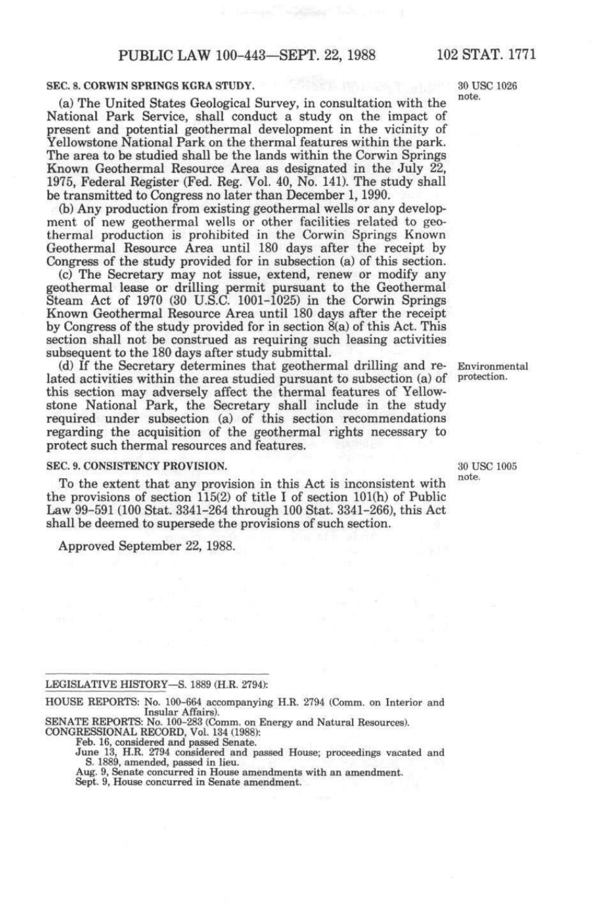**SEC. 8. CORWIN SPRINGS KGRA STUDY.**

30 USC 1026 note.

(a) The United States Geological Survey, in consultation with the National Park Service, shall conduct a study on the impact of present and potential geothermal development in the vicinity of Yellowstone National Park on the thermal features within the park. The area to be studied shall be the lands within the Corwin Springs Known Geothermal Resource Area as designated in the July 22, 1975, Federal Register (Fed. Reg. Vol. 40, No. 141). The study shall be transmitted to Congress no later than December 1, 1990.

(b) Any production from existing geothermal wells or any development of new geothermal wells or other facilities related to geothermal production is prohibited in the Corwin Springs Known Geothermal Resource Area until 180 days after the receipt by Congress of the study provided for in subsection (a) of this section.

(c) The Secretary may not issue, extend, renew or modify any geothermal lease or drilling permit pursuant to the Geothermal Steam Act of 1970 (30 U.S.C. 1001–1025) in the Corwin Springs Known Geothermal Resource Area until 180 days after the receipt by Congress of the study provided for in section 8(a) of this Act. This section shall not be construed as requiring such leasing activities subsequent to the 180 days after study submittal.

Environmental protection.

(d) If the Secretary determines that geothermal drilling and related activities within the area studied pursuant to subsection (a) of this section may adversely affect the thermal features of Yellowstone National Park, the Secretary shall include in the study required under subsection (a) of this section recommendations regarding the acquisition of the geothermal rights necessary to protect such thermal resources and features.

**SEC. 9. CONSISTENCY PROVISION.**

30 USC 1005 note.

To the extent that any provision in this Act is inconsistent with the provisions of section 115(2) of title I of section 101(h) of Public Law 99–591 (100 Stat. 3341–264 through 100 Stat. 3341–266), this Act shall be deemed to supersede the provisions of such section.

Approved September 22, 1988.

---

LEGISLATIVE HISTORY—S. 1889 (H.R. 2794):

HOUSE REPORTS: No. 100–664 accompanying H.R. 2794 (Comm. on Interior and Insular Affairs).
SENATE REPORTS: No. 100–283 (Comm. on Energy and Natural Resources).
CONGRESSIONAL RECORD, Vol. 134 (1988):
- Feb. 16, considered and passed Senate.
- June 13, H.R. 2794 considered and passed House; proceedings vacated and S. 1889, amended, passed in lieu.
- Aug. 9, Senate concurred in House amendments with an amendment.
- Sept. 9, House concurred in Senate amendment.